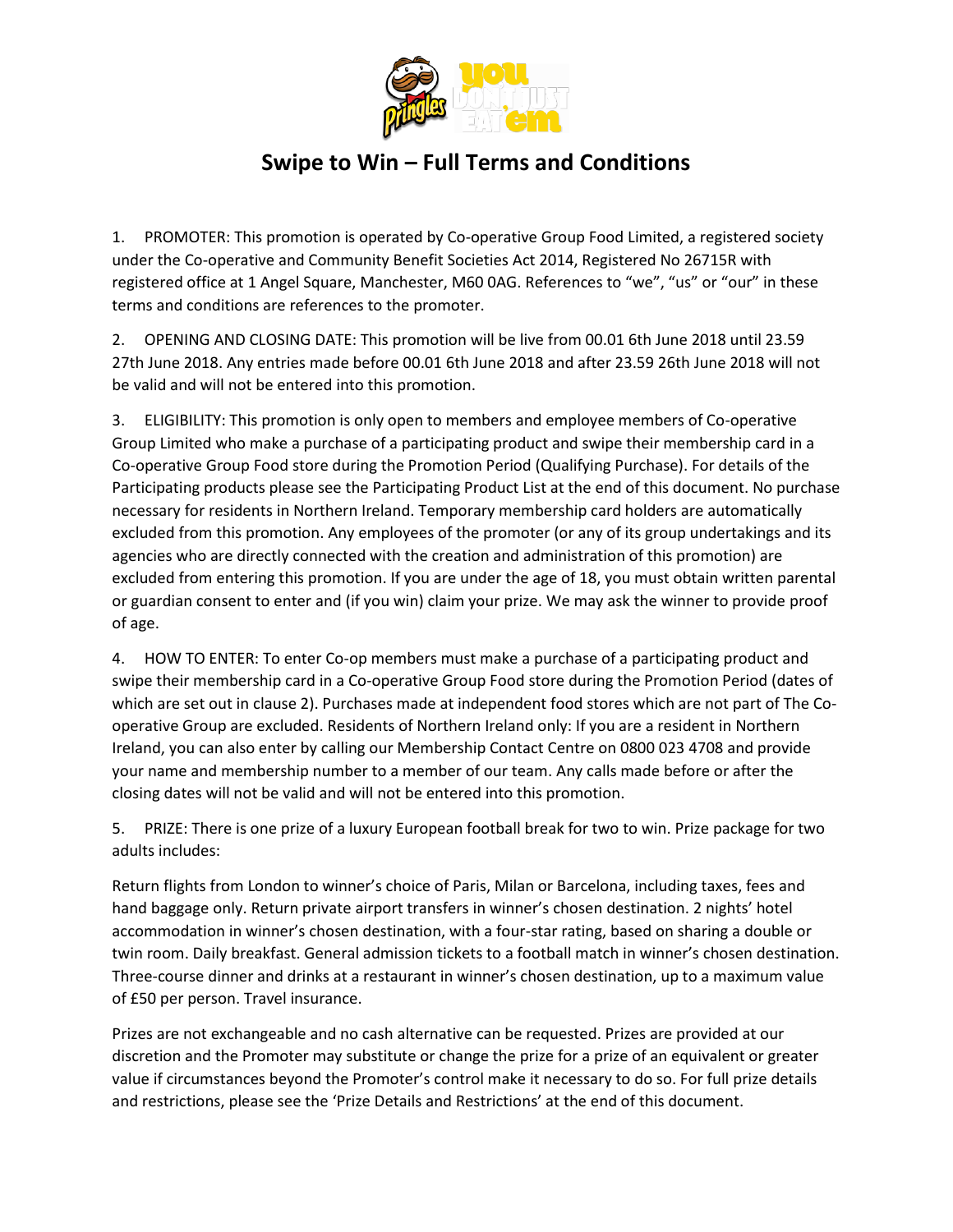# Swipe to Win – Full Terms and Conditions

1. PROMOTER: This promotion is operated by Co-operative Group Food Limited, a registered society under the Co-operative and Community Benefit Societies Act 2014, Registered No 26715R with registered office at 1 Angel Square, Manchester, M60 0AG. References to "we", "us" or "our" in these terms and conditions are references to the promoter.

2. OPENING AND CLOSING DATE: This promotion will be live from 00.01 6th June 2018 until 23.59 27th June 2018. Any entries made before 00.01 6th June 2018 and after 23.59 26th June 2018 will not be valid and will not be entered into this promotion.

3. ELIGIBILITY: This promotion is only open to members and employee members of Co-operative Group Limited who make a purchase of a participating product and swipe their membership card in a Co-operative Group Food store during the Promotion Period (Qualifying Purchase). For details of the Participating products please see the Participating Product List at the end of this document. No purchase necessary for residents in Northern Ireland. Temporary membership card holders are automatically excluded from this promotion. Any employees of the promoter (or any of its group undertakings and its agencies who are directly connected with the creation and administration of this promotion) are excluded from entering this promotion. If you are under the age of 18, you must obtain written parental or guardian consent to enter and (if you win) claim your prize. We may ask the winner to provide proof of age.

4. HOW TO ENTER: To enter Co-op members must make a purchase of a participating product and swipe their membership card in a Co-operative Group Food store during the Promotion Period (dates of which are set out in clause 2). Purchases made at independent food stores which are not part of The Co-operative Group are excluded. Residents of Northern Ireland only: If you are a resident in Northern Ireland, you can also enter by calling our Membership Contact Centre on 0800 023 4708 and provide your name and membership number to a member of our team. Any calls made before or after the closing dates will not be valid and will not be entered into this promotion.

5. PRIZE: There is one prize of a luxury European football break for two to win. Prize package for two adults includes:

Return flights from London to winner's choice of Paris, Milan or Barcelona, including taxes, fees and hand baggage only. Return private airport transfers in winner's chosen destination. 2 nights' hotel accommodation in winner's chosen destination, with a four-star rating, based on sharing a double or twin room. Daily breakfast. General admission tickets to a football match in winner's chosen destination. Three-course dinner and drinks at a restaurant in winner's chosen destination, up to a maximum value of £50 per person. Travel insurance.

Prizes are not exchangeable and no cash alternative can be requested. Prizes are provided at our discretion and the Promoter may substitute or change the prize for a prize of an equivalent or greater value if circumstances beyond the Promoter's control make it necessary to do so. For full prize details and restrictions, please see the 'Prize Details and Restrictions' at the end of this document.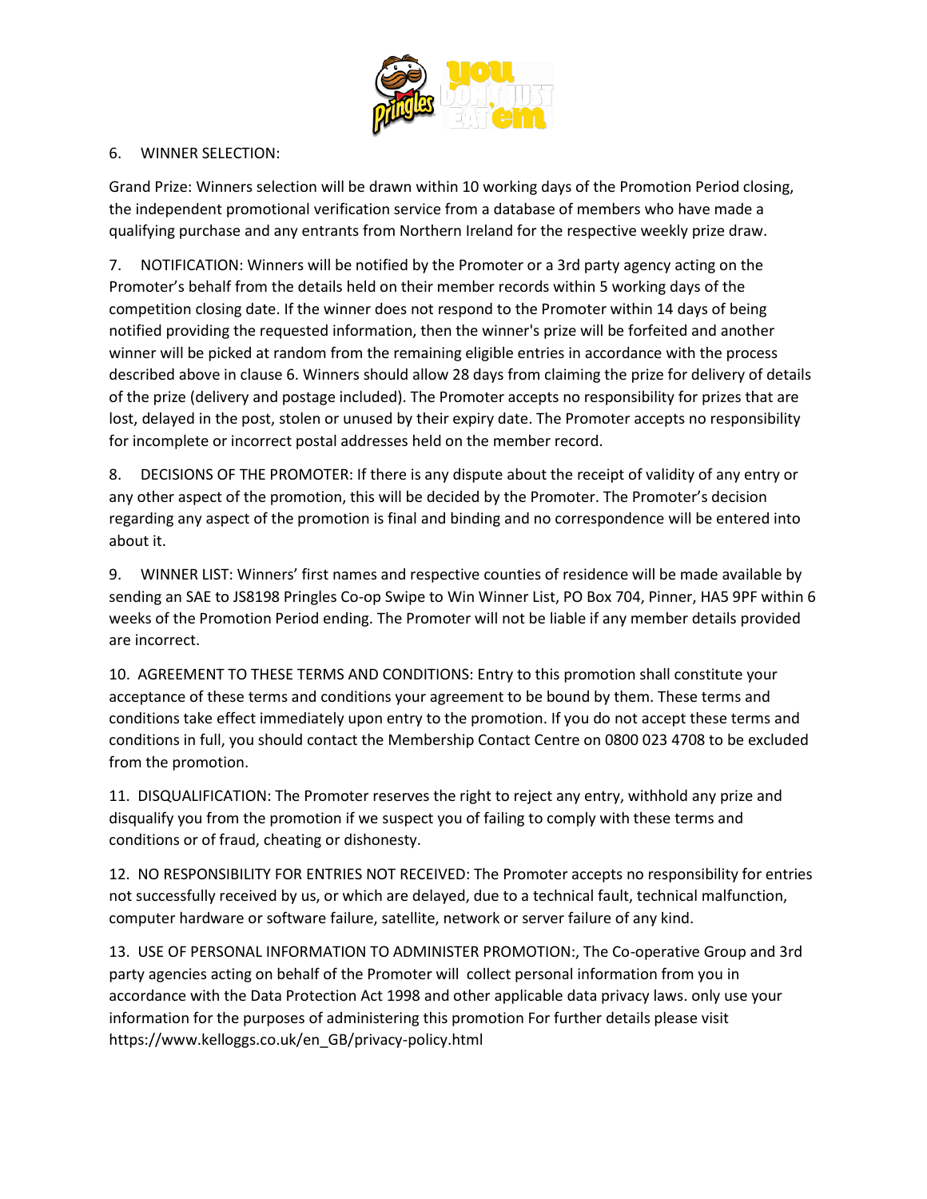6. WINNER SELECTION:

Grand Prize: Winners selection will be drawn within 10 working days of the Promotion Period closing, the independent promotional verification service from a database of members who have made a qualifying purchase and any entrants from Northern Ireland for the respective weekly prize draw.

7. NOTIFICATION: Winners will be notified by the Promoter or a 3rd party agency acting on the Promoter's behalf from the details held on their member records within 5 working days of the competition closing date. If the winner does not respond to the Promoter within 14 days of being notified providing the requested information, then the winner's prize will be forfeited and another winner will be picked at random from the remaining eligible entries in accordance with the process described above in clause 6. Winners should allow 28 days from claiming the prize for delivery of details of the prize (delivery and postage included). The Promoter accepts no responsibility for prizes that are lost, delayed in the post, stolen or unused by their expiry date. The Promoter accepts no responsibility for incomplete or incorrect postal addresses held on the member record.

8. DECISIONS OF THE PROMOTER: If there is any dispute about the receipt of validity of any entry or any other aspect of the promotion, this will be decided by the Promoter. The Promoter's decision regarding any aspect of the promotion is final and binding and no correspondence will be entered into about it.

9. WINNER LIST: Winners' first names and respective counties of residence will be made available by sending an SAE to JS8198 Pringles Co-op Swipe to Win Winner List, PO Box 704, Pinner, HA5 9PF within 6 weeks of the Promotion Period ending. The Promoter will not be liable if any member details provided are incorrect.

10. AGREEMENT TO THESE TERMS AND CONDITIONS: Entry to this promotion shall constitute your acceptance of these terms and conditions your agreement to be bound by them. These terms and conditions take effect immediately upon entry to the promotion. If you do not accept these terms and conditions in full, you should contact the Membership Contact Centre on 0800 023 4708 to be excluded from the promotion.

11. DISQUALIFICATION: The Promoter reserves the right to reject any entry, withhold any prize and disqualify you from the promotion if we suspect you of failing to comply with these terms and conditions or of fraud, cheating or dishonesty.

12. NO RESPONSIBILITY FOR ENTRIES NOT RECEIVED: The Promoter accepts no responsibility for entries not successfully received by us, or which are delayed, due to a technical fault, technical malfunction, computer hardware or software failure, satellite, network or server failure of any kind.

13. USE OF PERSONAL INFORMATION TO ADMINISTER PROMOTION:, The Co-operative Group and 3rd party agencies acting on behalf of the Promoter will collect personal information from you in accordance with the Data Protection Act 1998 and other applicable data privacy laws. only use your information for the purposes of administering this promotion For further details please visit https://www.kelloggs.co.uk/en_GB/privacy-policy.html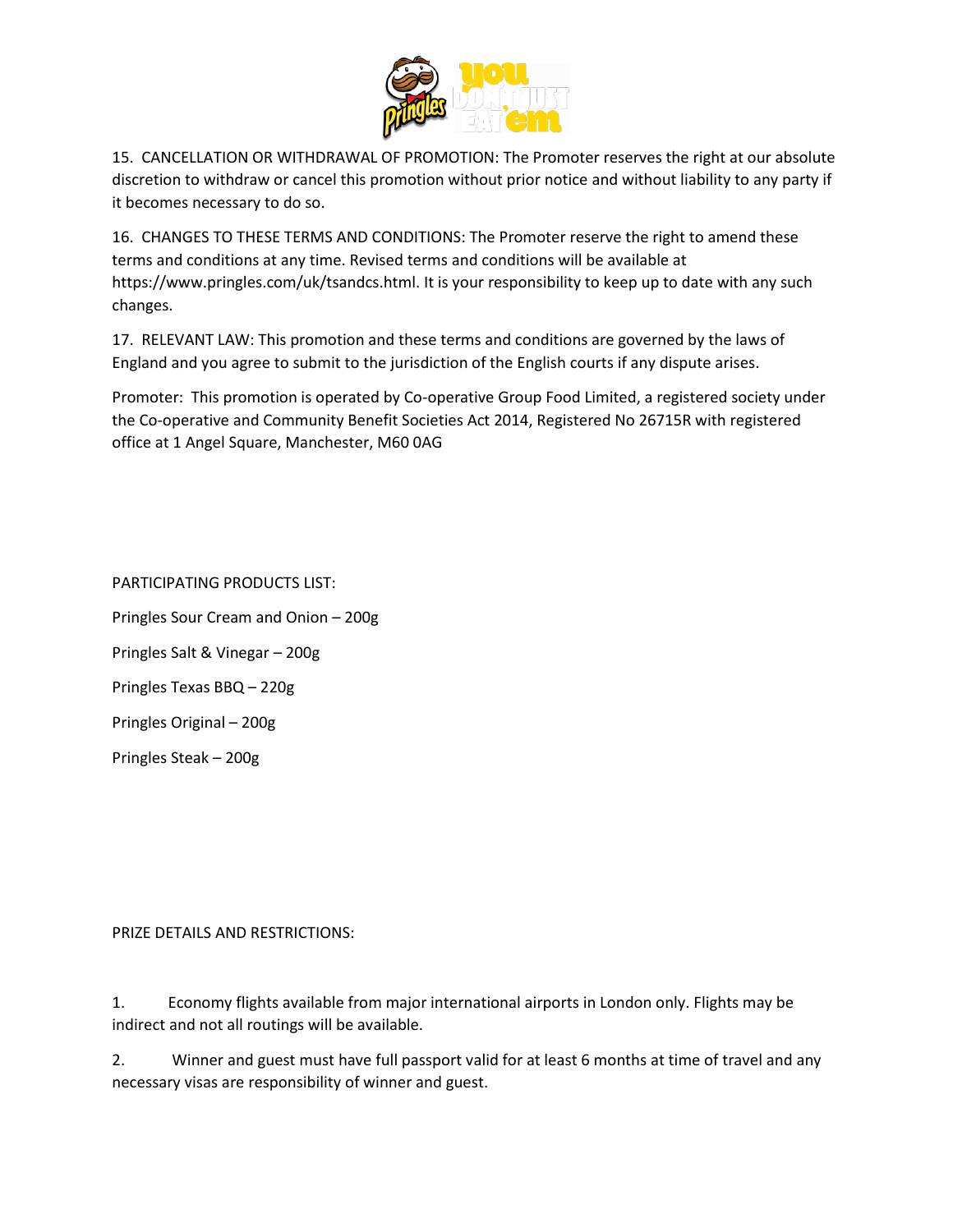15. CANCELLATION OR WITHDRAWAL OF PROMOTION: The Promoter reserves the right at our absolute discretion to withdraw or cancel this promotion without prior notice and without liability to any party if it becomes necessary to do so.

16. CHANGES TO THESE TERMS AND CONDITIONS: The Promoter reserve the right to amend these terms and conditions at any time. Revised terms and conditions will be available at https://www.pringles.com/uk/tsandcs.html. It is your responsibility to keep up to date with any such changes.

17. RELEVANT LAW: This promotion and these terms and conditions are governed by the laws of England and you agree to submit to the jurisdiction of the English courts if any dispute arises.

Promoter: This promotion is operated by Co-operative Group Food Limited, a registered society under the Co-operative and Community Benefit Societies Act 2014, Registered No 26715R with registered office at 1 Angel Square, Manchester, M60 0AG

PARTICIPATING PRODUCTS LIST:

Pringles Sour Cream and Onion – 200g

Pringles Salt & Vinegar – 200g

Pringles Texas BBQ – 220g

Pringles Original – 200g

Pringles Steak – 200g

PRIZE DETAILS AND RESTRICTIONS:

1. Economy flights available from major international airports in London only. Flights may be indirect and not all routings will be available.

2. Winner and guest must have full passport valid for at least 6 months at time of travel and any necessary visas are responsibility of winner and guest.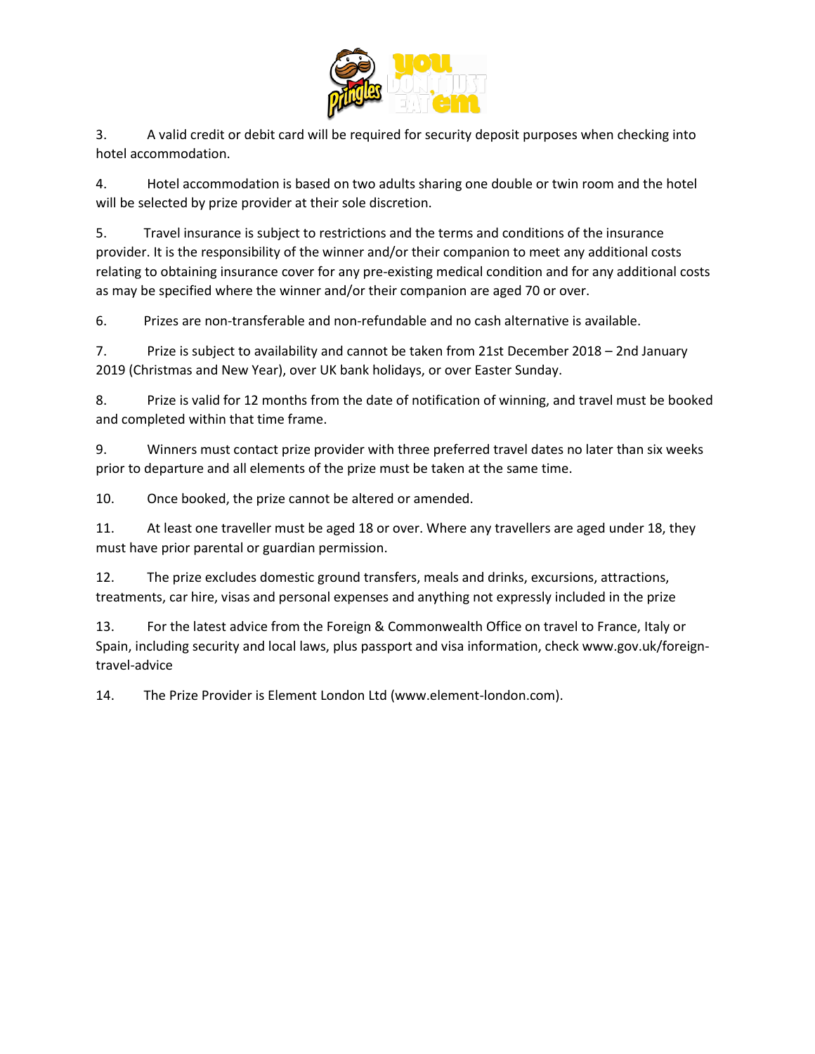3. A valid credit or debit card will be required for security deposit purposes when checking into hotel accommodation.

4. Hotel accommodation is based on two adults sharing one double or twin room and the hotel will be selected by prize provider at their sole discretion.

5. Travel insurance is subject to restrictions and the terms and conditions of the insurance provider. It is the responsibility of the winner and/or their companion to meet any additional costs relating to obtaining insurance cover for any pre-existing medical condition and for any additional costs as may be specified where the winner and/or their companion are aged 70 or over.

6. Prizes are non-transferable and non-refundable and no cash alternative is available.

7. Prize is subject to availability and cannot be taken from 21st December 2018 – 2nd January 2019 (Christmas and New Year), over UK bank holidays, or over Easter Sunday.

8. Prize is valid for 12 months from the date of notification of winning, and travel must be booked and completed within that time frame.

9. Winners must contact prize provider with three preferred travel dates no later than six weeks prior to departure and all elements of the prize must be taken at the same time.

10. Once booked, the prize cannot be altered or amended.

11. At least one traveller must be aged 18 or over. Where any travellers are aged under 18, they must have prior parental or guardian permission.

12. The prize excludes domestic ground transfers, meals and drinks, excursions, attractions, treatments, car hire, visas and personal expenses and anything not expressly included in the prize

13. For the latest advice from the Foreign & Commonwealth Office on travel to France, Italy or Spain, including security and local laws, plus passport and visa information, check www.gov.uk/foreign-travel-advice

14. The Prize Provider is Element London Ltd (www.element-london.com).